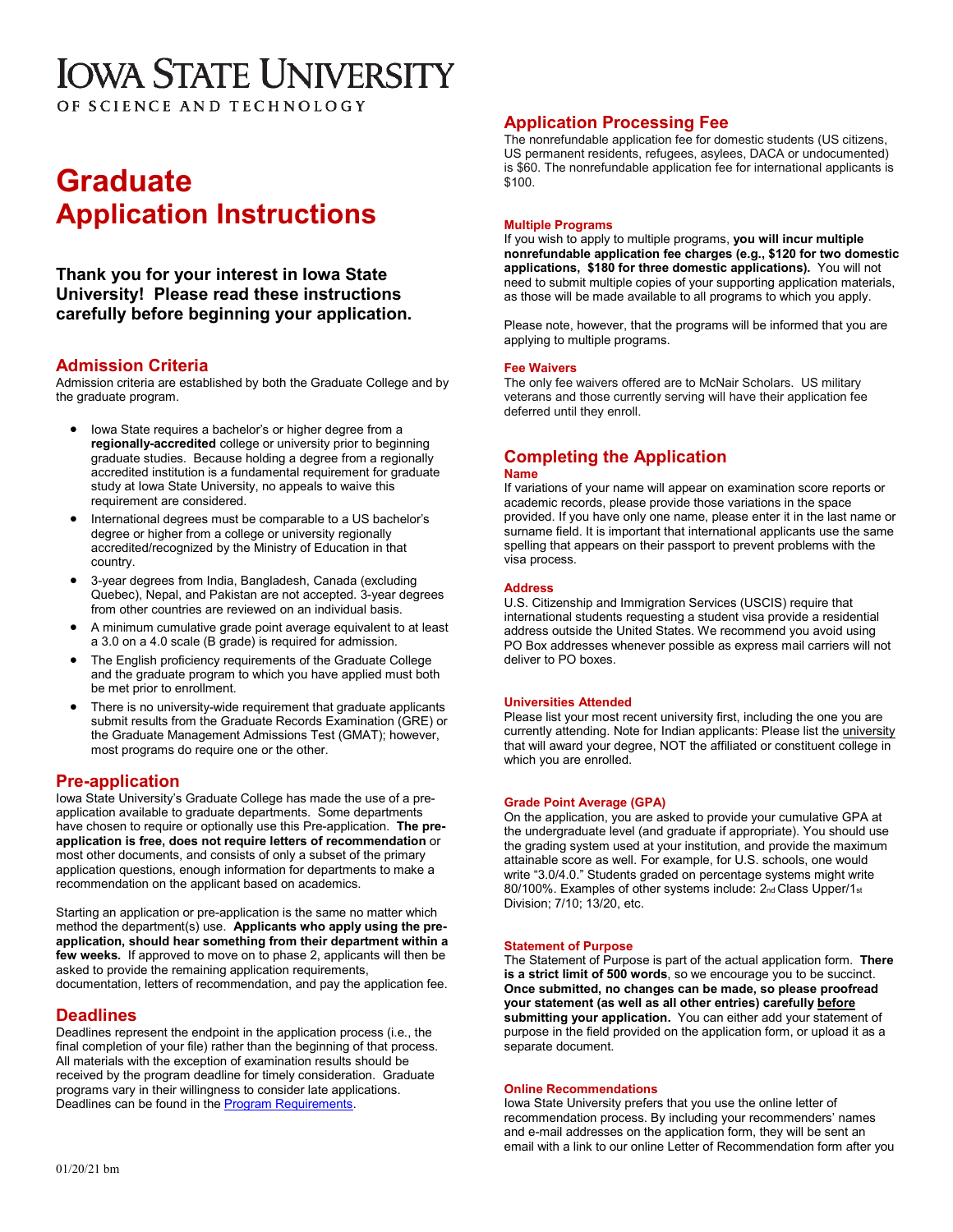# Iowa State University

OF SCIENCE AND TECHNOLOGY

# Graduate Application Instructions

### Thank you for your interest in Iowa State University! Please read these instructions carefully before beginning your application.

## Admission Criteria

Admission criteria are established by both the Graduate College and by the graduate program.

- Iowa State requires a bachelor's or higher degree from a **regionally-accredited** college or university prior to beginning graduate studies. Because holding a degree from a regionally accredited institution is a fundamental requirement for graduate study at Iowa State University, no appeals to waive this requirement are considered.
- International degrees must be comparable to a US bachelor's degree or higher from a college or university regionally accredited/recognized by the Ministry of Education in that country.
- 3-year degrees from India, Bangladesh, Canada (excluding Quebec), Nepal, and Pakistan are not accepted. 3-year degrees from other countries are reviewed on an individual basis.
- A minimum cumulative grade point average equivalent to at least a 3.0 on a 4.0 scale (B grade) is required for admission.
- The English proficiency requirements of the Graduate College and the graduate program to which you have applied must both be met prior to enrollment.
- There is no university-wide requirement that graduate applicants submit results from the Graduate Records Examination (GRE) or the Graduate Management Admissions Test (GMAT); however, most programs do require one or the other.

## Pre-application

Iowa State University's Graduate College has made the use of a pre-application available to graduate departments. Some departments have chosen to require or optionally use this Pre-application. **The pre-application is free, does not require letters of recommendation** or most other documents, and consists of only a subset of the primary application questions, enough information for departments to make a recommendation on the applicant based on academics.

Starting an application or pre-application is the same no matter which method the department(s) use. **Applicants who apply using the pre-application, should hear something from their department within a few weeks.** If approved to move on to phase 2, applicants will then be asked to provide the remaining application requirements, documentation, letters of recommendation, and pay the application fee.

## Deadlines

Deadlines represent the endpoint in the application process (i.e., the final completion of your file) rather than the beginning of that process. All materials with the exception of examination results should be received by the program deadline for timely consideration. Graduate programs vary in their willingness to consider late applications. Deadlines can be found in the Program Requirements.

## Application Processing Fee

The nonrefundable application fee for domestic students (US citizens, US permanent residents, refugees, asylees, DACA or undocumented) is $60. The nonrefundable application fee for international applicants is $100.

#### Multiple Programs

If you wish to apply to multiple programs, **you will incur multiple nonrefundable application fee charges (e.g., $120 for two domestic applications, $180 for three domestic applications).** You will not need to submit multiple copies of your supporting application materials, as those will be made available to all programs to which you apply.

Please note, however, that the programs will be informed that you are applying to multiple programs.

#### Fee Waivers

The only fee waivers offered are to McNair Scholars. US military veterans and those currently serving will have their application fee deferred until they enroll.

## Completing the Application

#### Name

If variations of your name will appear on examination score reports or academic records, please provide those variations in the space provided. If you have only one name, please enter it in the last name or surname field. It is important that international applicants use the same spelling that appears on their passport to prevent problems with the visa process.

#### Address

U.S. Citizenship and Immigration Services (USCIS) require that international students requesting a student visa provide a residential address outside the United States. We recommend you avoid using PO Box addresses whenever possible as express mail carriers will not deliver to PO boxes.

#### Universities Attended

Please list your most recent university first, including the one you are currently attending. Note for Indian applicants: Please list the university that will award your degree, NOT the affiliated or constituent college in which you are enrolled.

#### Grade Point Average (GPA)

On the application, you are asked to provide your cumulative GPA at the undergraduate level (and graduate if appropriate). You should use the grading system used at your institution, and provide the maximum attainable score as well. For example, for U.S. schools, one would write "3.0/4.0." Students graded on percentage systems might write 80/100%. Examples of other systems include: 2nd Class Upper/1st Division; 7/10; 13/20, etc.

#### Statement of Purpose

The Statement of Purpose is part of the actual application form. **There is a strict limit of 500 words**, so we encourage you to be succinct. **Once submitted, no changes can be made, so please proofread your statement (as well as all other entries) carefully before submitting your application.** You can either add your statement of purpose in the field provided on the application form, or upload it as a separate document.

#### Online Recommendations

Iowa State University prefers that you use the online letter of recommendation process. By including your recommenders' names and e-mail addresses on the application form, they will be sent an email with a link to our online Letter of Recommendation form after you

01/20/21 bm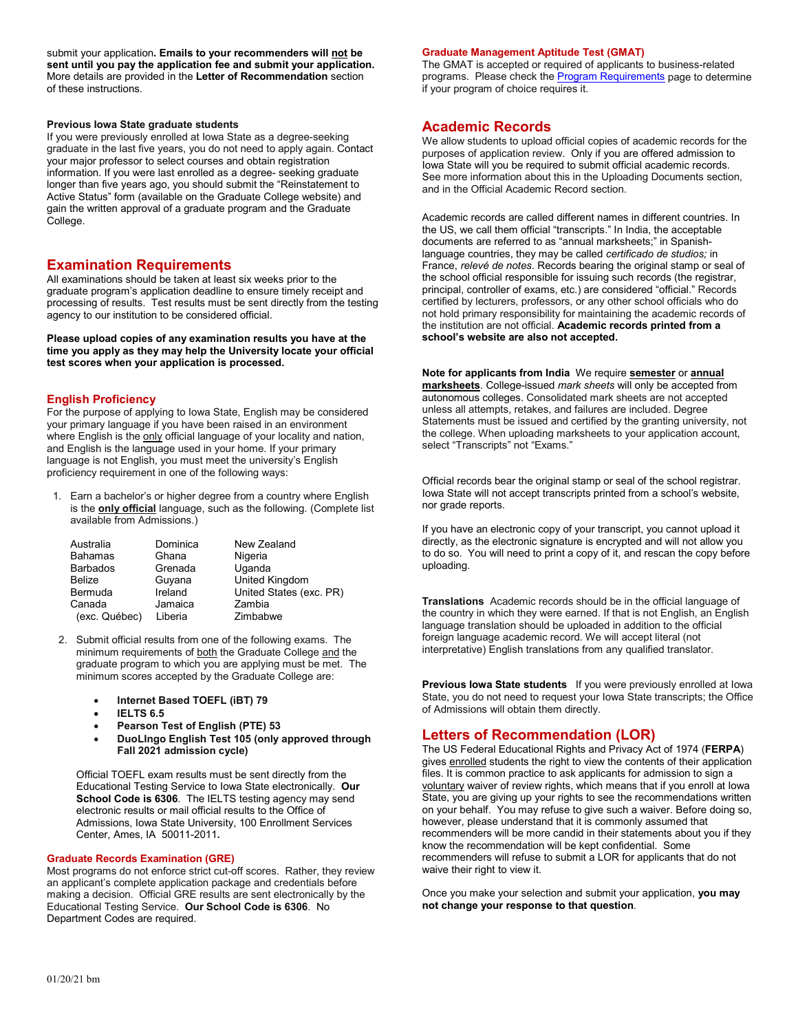submit your application**. Emails to your recommenders will not be sent until you pay the application fee and submit your application.** More details are provided in the **Letter of Recommendation** section of these instructions.

**Previous Iowa State graduate students**

If you were previously enrolled at Iowa State as a degree-seeking graduate in the last five years, you do not need to apply again. Contact your major professor to select courses and obtain registration information. If you were last enrolled as a degree- seeking graduate longer than five years ago, you should submit the "Reinstatement to Active Status" form (available on the Graduate College website) and gain the written approval of a graduate program and the Graduate College.

## Examination Requirements

All examinations should be taken at least six weeks prior to the graduate program's application deadline to ensure timely receipt and processing of results. Test results must be sent directly from the testing agency to our institution to be considered official.

**Please upload copies of any examination results you have at the time you apply as they may help the University locate your official test scores when your application is processed.**

### English Proficiency

For the purpose of applying to Iowa State, English may be considered your primary language if you have been raised in an environment where English is the only official language of your locality and nation, and English is the language used in your home. If your primary language is not English, you must meet the university's English proficiency requirement in one of the following ways:

1. Earn a bachelor's or higher degree from a country where English is the **only official** language, such as the following. (Complete list available from Admissions.)

| | | |
|---|---|---|
| Australia | Dominica | New Zealand |
| Bahamas | Ghana | Nigeria |
| Barbados | Grenada | Uganda |
| Belize | Guyana | United Kingdom |
| Bermuda | Ireland | United States (exc. PR) |
| Canada (exc. Québec) | Jamaica | Zambia |
| | Liberia | Zimbabwe |

2. Submit official results from one of the following exams. The minimum requirements of both the Graduate College and the graduate program to which you are applying must be met. The minimum scores accepted by the Graduate College are:

   - **Internet Based TOEFL (iBT) 79**
   - **IELTS 6.5**
   - **Pearson Test of English (PTE) 53**
   - **DuoLIngo English Test 105 (only approved through Fall 2021 admission cycle)**

   Official TOEFL exam results must be sent directly from the Educational Testing Service to Iowa State electronically. **Our School Code is 6306**. The IELTS testing agency may send electronic results or mail official results to the Office of Admissions, Iowa State University, 100 Enrollment Services Center, Ames, IA 50011-2011**.**

### Graduate Records Examination (GRE)

Most programs do not enforce strict cut-off scores. Rather, they review an applicant's complete application package and credentials before making a decision. Official GRE results are sent electronically by the Educational Testing Service. **Our School Code is 6306**. No Department Codes are required.

### Graduate Management Aptitude Test (GMAT)

The GMAT is accepted or required of applicants to business-related programs. Please check the Program Requirements page to determine if your program of choice requires it.

## Academic Records

We allow students to upload official copies of academic records for the purposes of application review. Only if you are offered admission to Iowa State will you be required to submit official academic records. See more information about this in the Uploading Documents section, and in the Official Academic Record section.

Academic records are called different names in different countries. In the US, we call them official "transcripts." In India, the acceptable documents are referred to as "annual marksheets;" in Spanish-language countries, they may be called *certificado de studios;* in France, *relevé de notes*. Records bearing the original stamp or seal of the school official responsible for issuing such records (the registrar, principal, controller of exams, etc.) are considered "official." Records certified by lecturers, professors, or any other school officials who do not hold primary responsibility for maintaining the academic records of the institution are not official. **Academic records printed from a school's website are also not accepted.**

**Note for applicants from India** We require **semester** or **annual marksheets**. College-issued *mark sheets* will only be accepted from autonomous colleges. Consolidated mark sheets are not accepted unless all attempts, retakes, and failures are included. Degree Statements must be issued and certified by the granting university, not the college. When uploading marksheets to your application account, select "Transcripts" not "Exams."

Official records bear the original stamp or seal of the school registrar. Iowa State will not accept transcripts printed from a school's website, nor grade reports.

If you have an electronic copy of your transcript, you cannot upload it directly, as the electronic signature is encrypted and will not allow you to do so. You will need to print a copy of it, and rescan the copy before uploading.

**Translations** Academic records should be in the official language of the country in which they were earned. If that is not English, an English language translation should be uploaded in addition to the official foreign language academic record. We will accept literal (not interpretative) English translations from any qualified translator.

**Previous Iowa State students** If you were previously enrolled at Iowa State, you do not need to request your Iowa State transcripts; the Office of Admissions will obtain them directly.

## Letters of Recommendation (LOR)

The US Federal Educational Rights and Privacy Act of 1974 (**FERPA**) gives enrolled students the right to view the contents of their application files. It is common practice to ask applicants for admission to sign a voluntary waiver of review rights, which means that if you enroll at Iowa State, you are giving up your rights to see the recommendations written on your behalf. You may refuse to give such a waiver. Before doing so, however, please understand that it is commonly assumed that recommenders will be more candid in their statements about you if they know the recommendation will be kept confidential. Some recommenders will refuse to submit a LOR for applicants that do not waive their right to view it.

Once you make your selection and submit your application, **you may not change your response to that question**.

01/20/21 bm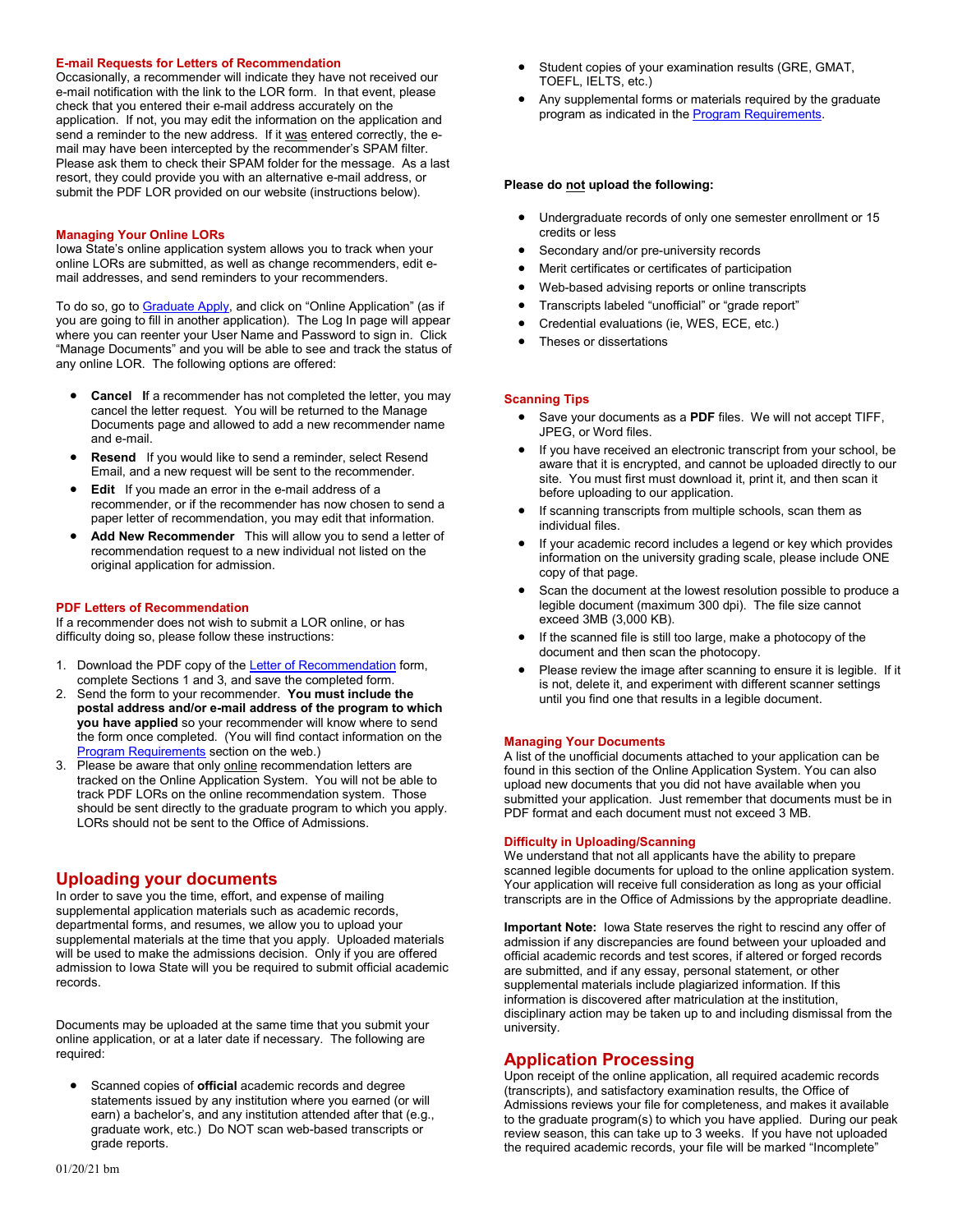### E-mail Requests for Letters of Recommendation

Occasionally, a recommender will indicate they have not received our e-mail notification with the link to the LOR form. In that event, please check that you entered their e-mail address accurately on the application. If not, you may edit the information on the application and send a reminder to the new address. If it was entered correctly, the e-mail may have been intercepted by the recommender's SPAM filter. Please ask them to check their SPAM folder for the message. As a last resort, they could provide you with an alternative e-mail address, or submit the PDF LOR provided on our website (instructions below).

### Managing Your Online LORs

Iowa State's online application system allows you to track when your online LORs are submitted, as well as change recommenders, edit e-mail addresses, and send reminders to your recommenders.

To do so, go to Graduate Apply, and click on "Online Application" (as if you are going to fill in another application). The Log In page will appear where you can reenter your User Name and Password to sign in. Click "Manage Documents" and you will be able to see and track the status of any online LOR. The following options are offered:

- **Cancel** If a recommender has not completed the letter, you may cancel the letter request. You will be returned to the Manage Documents page and allowed to add a new recommender name and e-mail.
- **Resend** If you would like to send a reminder, select Resend Email, and a new request will be sent to the recommender.
- **Edit** If you made an error in the e-mail address of a recommender, or if the recommender has now chosen to send a paper letter of recommendation, you may edit that information.
- **Add New Recommender** This will allow you to send a letter of recommendation request to a new individual not listed on the original application for admission.

### PDF Letters of Recommendation

If a recommender does not wish to submit a LOR online, or has difficulty doing so, please follow these instructions:

1. Download the PDF copy of the Letter of Recommendation form, complete Sections 1 and 3, and save the completed form.
2. Send the form to your recommender. **You must include the postal address and/or e-mail address of the program to which you have applied** so your recommender will know where to send the form once completed. (You will find contact information on the Program Requirements section on the web.)
3. Please be aware that only online recommendation letters are tracked on the Online Application System. You will not be able to track PDF LORs on the online recommendation system. Those should be sent directly to the graduate program to which you apply. LORs should not be sent to the Office of Admissions.

## Uploading your documents

In order to save you the time, effort, and expense of mailing supplemental application materials such as academic records, departmental forms, and resumes, we allow you to upload your supplemental materials at the time that you apply. Uploaded materials will be used to make the admissions decision. Only if you are offered admission to Iowa State will you be required to submit official academic records.

Documents may be uploaded at the same time that you submit your online application, or at a later date if necessary. The following are required:

- Scanned copies of **official** academic records and degree statements issued by any institution where you earned (or will earn) a bachelor's, and any institution attended after that (e.g., graduate work, etc.) Do NOT scan web-based transcripts or grade reports.
- Student copies of your examination results (GRE, GMAT, TOEFL, IELTS, etc.)
- Any supplemental forms or materials required by the graduate program as indicated in the Program Requirements.

**Please do not upload the following:**

- Undergraduate records of only one semester enrollment or 15 credits or less
- Secondary and/or pre-university records
- Merit certificates or certificates of participation
- Web-based advising reports or online transcripts
- Transcripts labeled "unofficial" or "grade report"
- Credential evaluations (ie, WES, ECE, etc.)
- Theses or dissertations

### Scanning Tips

- Save your documents as a **PDF** files. We will not accept TIFF, JPEG, or Word files.
- If you have received an electronic transcript from your school, be aware that it is encrypted, and cannot be uploaded directly to our site. You must first must download it, print it, and then scan it before uploading to our application.
- If scanning transcripts from multiple schools, scan them as individual files.
- If your academic record includes a legend or key which provides information on the university grading scale, please include ONE copy of that page.
- Scan the document at the lowest resolution possible to produce a legible document (maximum 300 dpi). The file size cannot exceed 3MB (3,000 KB).
- If the scanned file is still too large, make a photocopy of the document and then scan the photocopy.
- Please review the image after scanning to ensure it is legible. If it is not, delete it, and experiment with different scanner settings until you find one that results in a legible document.

### Managing Your Documents

A list of the unofficial documents attached to your application can be found in this section of the Online Application System. You can also upload new documents that you did not have available when you submitted your application. Just remember that documents must be in PDF format and each document must not exceed 3 MB.

### Difficulty in Uploading/Scanning

We understand that not all applicants have the ability to prepare scanned legible documents for upload to the online application system. Your application will receive full consideration as long as your official transcripts are in the Office of Admissions by the appropriate deadline.

**Important Note:** Iowa State reserves the right to rescind any offer of admission if any discrepancies are found between your uploaded and official academic records and test scores, if altered or forged records are submitted, and if any essay, personal statement, or other supplemental materials include plagiarized information. If this information is discovered after matriculation at the institution, disciplinary action may be taken up to and including dismissal from the university.

## Application Processing

Upon receipt of the online application, all required academic records (transcripts), and satisfactory examination results, the Office of Admissions reviews your file for completeness, and makes it available to the graduate program(s) to which you have applied. During our peak review season, this can take up to 3 weeks. If you have not uploaded the required academic records, your file will be marked "Incomplete"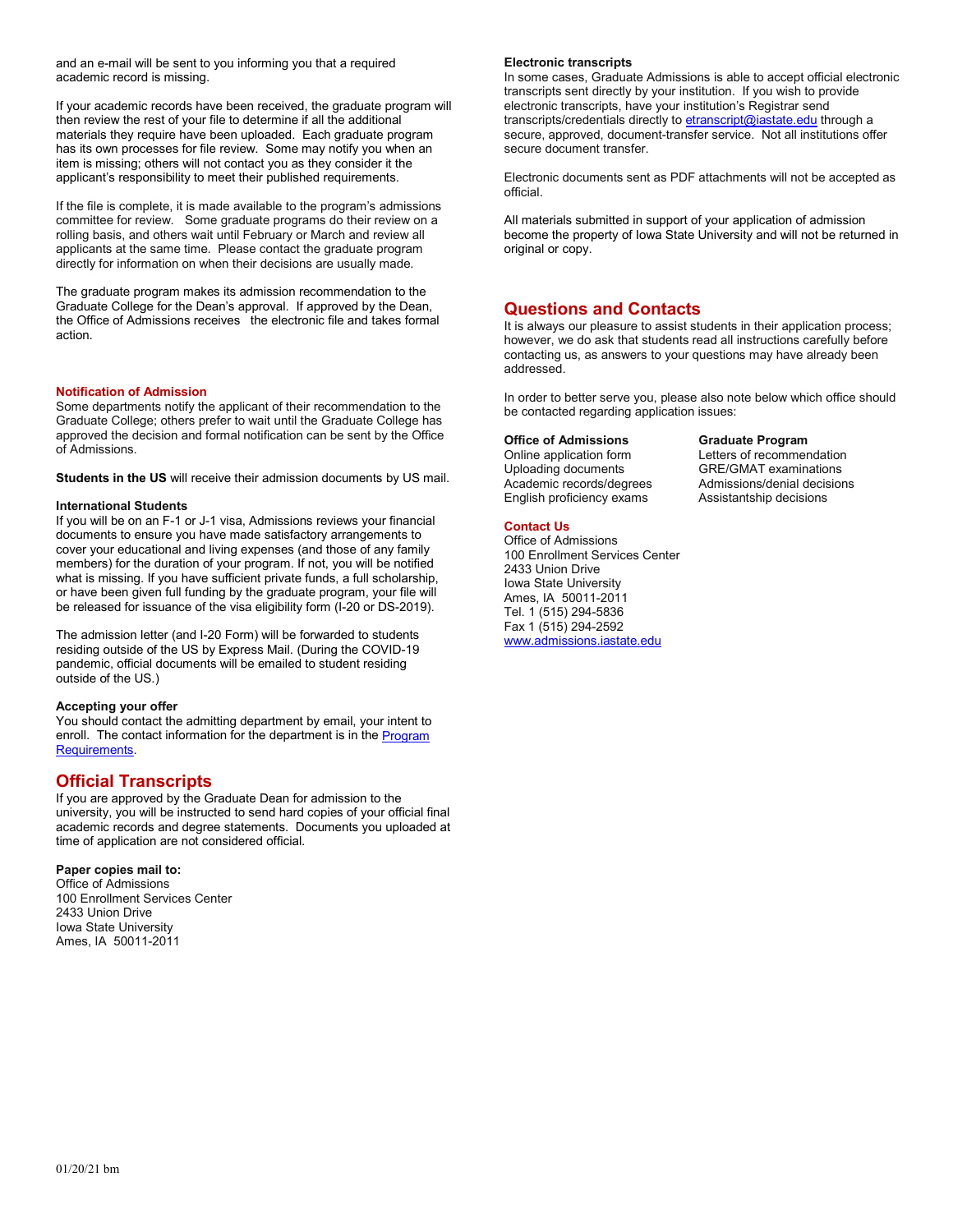and an e-mail will be sent to you informing you that a required academic record is missing.

If your academic records have been received, the graduate program will then review the rest of your file to determine if all the additional materials they require have been uploaded. Each graduate program has its own processes for file review. Some may notify you when an item is missing; others will not contact you as they consider it the applicant's responsibility to meet their published requirements.

If the file is complete, it is made available to the program's admissions committee for review. Some graduate programs do their review on a rolling basis, and others wait until February or March and review all applicants at the same time. Please contact the graduate program directly for information on when their decisions are usually made.

The graduate program makes its admission recommendation to the Graduate College for the Dean's approval. If approved by the Dean, the Office of Admissions receives the electronic file and takes formal action.

### Notification of Admission

Some departments notify the applicant of their recommendation to the Graduate College; others prefer to wait until the Graduate College has approved the decision and formal notification can be sent by the Office of Admissions.

**Students in the US** will receive their admission documents by US mail.

**International Students**

If you will be on an F-1 or J-1 visa, Admissions reviews your financial documents to ensure you have made satisfactory arrangements to cover your educational and living expenses (and those of any family members) for the duration of your program. If not, you will be notified what is missing. If you have sufficient private funds, a full scholarship, or have been given full funding by the graduate program, your file will be released for issuance of the visa eligibility form (I-20 or DS-2019).

The admission letter (and I-20 Form) will be forwarded to students residing outside of the US by Express Mail. (During the COVID-19 pandemic, official documents will be emailed to student residing outside of the US.)

**Accepting your offer**

You should contact the admitting department by email, your intent to enroll. The contact information for the department is in the Program Requirements.

## Official Transcripts

If you are approved by the Graduate Dean for admission to the university, you will be instructed to send hard copies of your official final academic records and degree statements. Documents you uploaded at time of application are not considered official.

**Paper copies mail to:**
Office of Admissions
100 Enrollment Services Center
2433 Union Drive
Iowa State University
Ames, IA 50011-2011

**Electronic transcripts**

In some cases, Graduate Admissions is able to accept official electronic transcripts sent directly by your institution. If you wish to provide electronic transcripts, have your institution's Registrar send transcripts/credentials directly to etranscript@iastate.edu through a secure, approved, document-transfer service. Not all institutions offer secure document transfer.

Electronic documents sent as PDF attachments will not be accepted as official.

All materials submitted in support of your application of admission become the property of Iowa State University and will not be returned in original or copy.

## Questions and Contacts

It is always our pleasure to assist students in their application process; however, we do ask that students read all instructions carefully before contacting us, as answers to your questions may have already been addressed.

In order to better serve you, please also note below which office should be contacted regarding application issues:

| **Office of Admissions** | **Graduate Program** |
|---|---|
| Online application form | Letters of recommendation |
| Uploading documents | GRE/GMAT examinations |
| Academic records/degrees | Admissions/denial decisions |
| English proficiency exams | Assistantship decisions |

### Contact Us

Office of Admissions
100 Enrollment Services Center
2433 Union Drive
Iowa State University
Ames, IA 50011-2011
Tel. 1 (515) 294-5836
Fax 1 (515) 294-2592
www.admissions.iastate.edu

01/20/21 bm